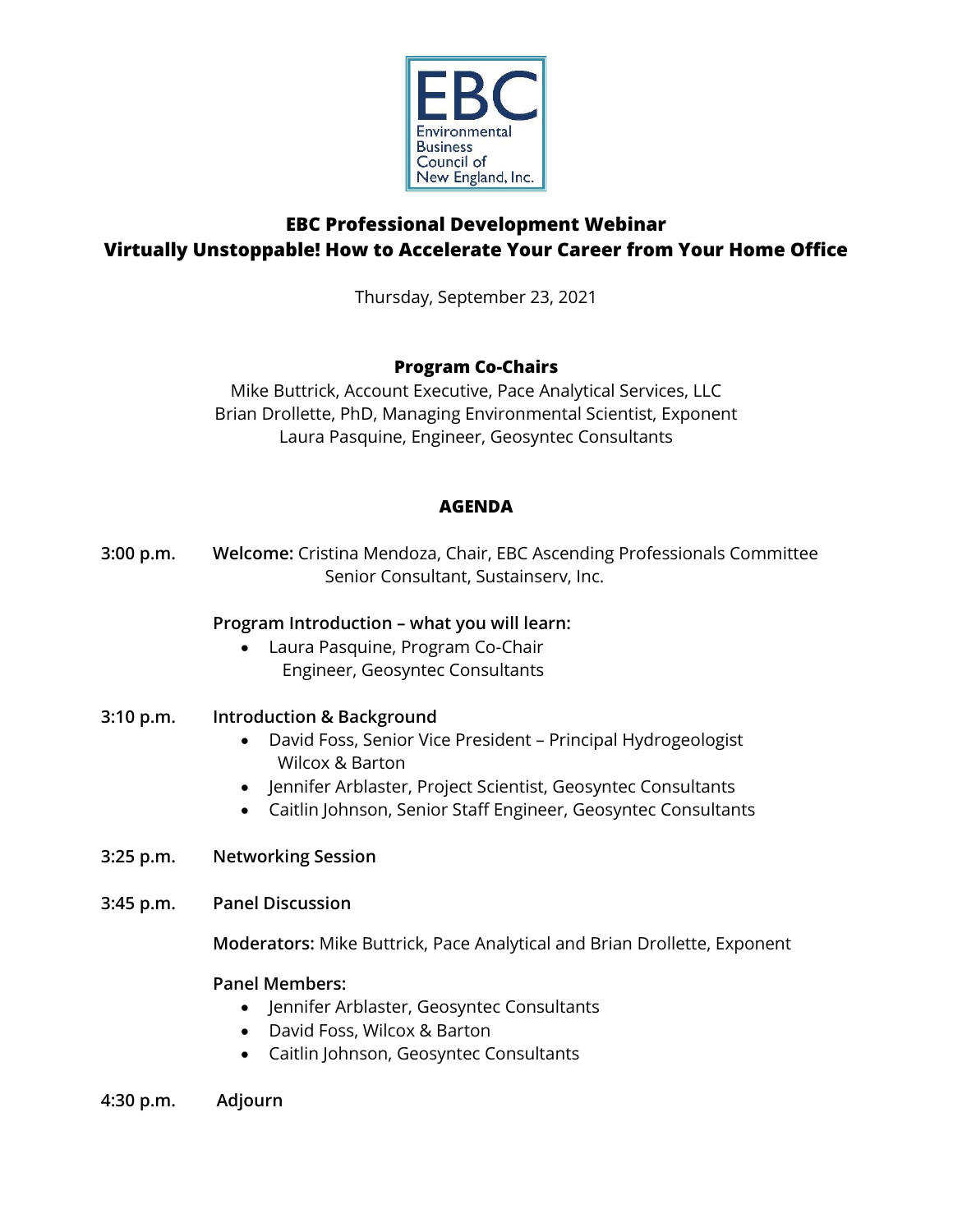EBC
Environmental Business Council of New England, Inc.

# EBC Professional Development Webinar
# Virtually Unstoppable! How to Accelerate Your Career from Your Home Office

Thursday, September 23, 2021

**Program Co-Chairs**

Mike Buttrick, Account Executive, Pace Analytical Services, LLC
Brian Drollette, PhD, Managing Environmental Scientist, Exponent
Laura Pasquine, Engineer, Geosyntec Consultants

## AGENDA

**3:00 p.m.** **Welcome:** Cristina Mendoza, Chair, EBC Ascending Professionals Committee
Senior Consultant, Sustainserv, Inc.

**Program Introduction – what you will learn:**

- Laura Pasquine, Program Co-Chair
  Engineer, Geosyntec Consultants

**3:10 p.m.** **Introduction & Background**

- David Foss, Senior Vice President – Principal Hydrogeologist
  Wilcox & Barton
- Jennifer Arblaster, Project Scientist, Geosyntec Consultants
- Caitlin Johnson, Senior Staff Engineer, Geosyntec Consultants

**3:25 p.m.** **Networking Session**

**3:45 p.m.** **Panel Discussion**

**Moderators:** Mike Buttrick, Pace Analytical and Brian Drollette, Exponent

**Panel Members:**

- Jennifer Arblaster, Geosyntec Consultants
- David Foss, Wilcox & Barton
- Caitlin Johnson, Geosyntec Consultants

**4:30 p.m.** **Adjourn**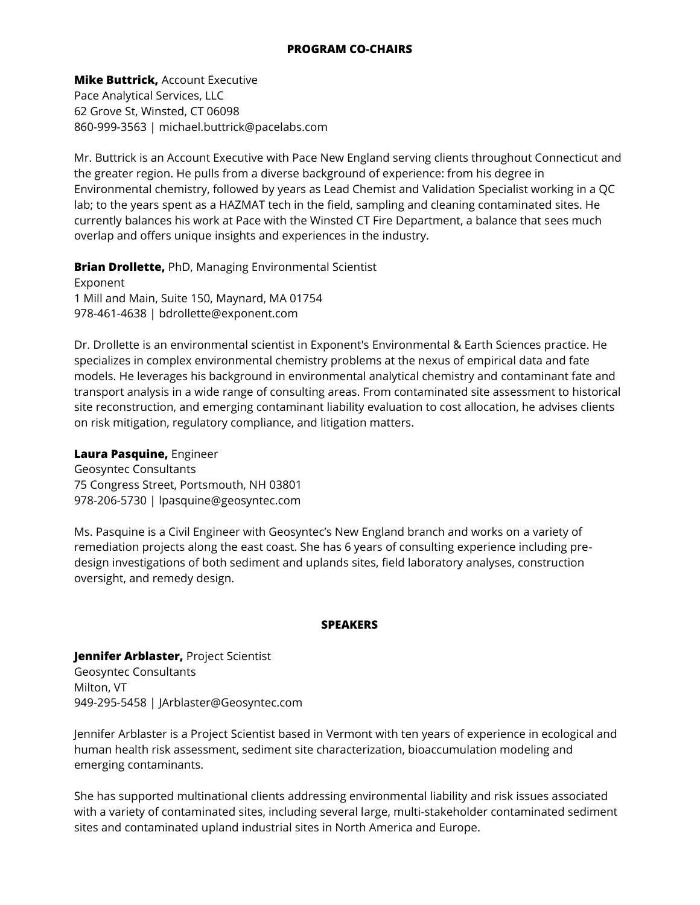## PROGRAM CO-CHAIRS

**Mike Buttrick,** Account Executive
Pace Analytical Services, LLC
62 Grove St, Winsted, CT 06098
860-999-3563 | michael.buttrick@pacelabs.com

Mr. Buttrick is an Account Executive with Pace New England serving clients throughout Connecticut and the greater region. He pulls from a diverse background of experience: from his degree in Environmental chemistry, followed by years as Lead Chemist and Validation Specialist working in a QC lab; to the years spent as a HAZMAT tech in the field, sampling and cleaning contaminated sites. He currently balances his work at Pace with the Winsted CT Fire Department, a balance that sees much overlap and offers unique insights and experiences in the industry.

**Brian Drollette,** PhD, Managing Environmental Scientist
Exponent
1 Mill and Main, Suite 150, Maynard, MA 01754
978-461-4638 | bdrollette@exponent.com

Dr. Drollette is an environmental scientist in Exponent's Environmental & Earth Sciences practice. He specializes in complex environmental chemistry problems at the nexus of empirical data and fate models. He leverages his background in environmental analytical chemistry and contaminant fate and transport analysis in a wide range of consulting areas. From contaminated site assessment to historical site reconstruction, and emerging contaminant liability evaluation to cost allocation, he advises clients on risk mitigation, regulatory compliance, and litigation matters.

**Laura Pasquine,** Engineer
Geosyntec Consultants
75 Congress Street, Portsmouth, NH 03801
978-206-5730 | lpasquine@geosyntec.com

Ms. Pasquine is a Civil Engineer with Geosyntec's New England branch and works on a variety of remediation projects along the east coast. She has 6 years of consulting experience including pre-design investigations of both sediment and uplands sites, field laboratory analyses, construction oversight, and remedy design.

## SPEAKERS

**Jennifer Arblaster,** Project Scientist
Geosyntec Consultants
Milton, VT
949-295-5458 | JArblaster@Geosyntec.com

Jennifer Arblaster is a Project Scientist based in Vermont with ten years of experience in ecological and human health risk assessment, sediment site characterization, bioaccumulation modeling and emerging contaminants.

She has supported multinational clients addressing environmental liability and risk issues associated with a variety of contaminated sites, including several large, multi-stakeholder contaminated sediment sites and contaminated upland industrial sites in North America and Europe.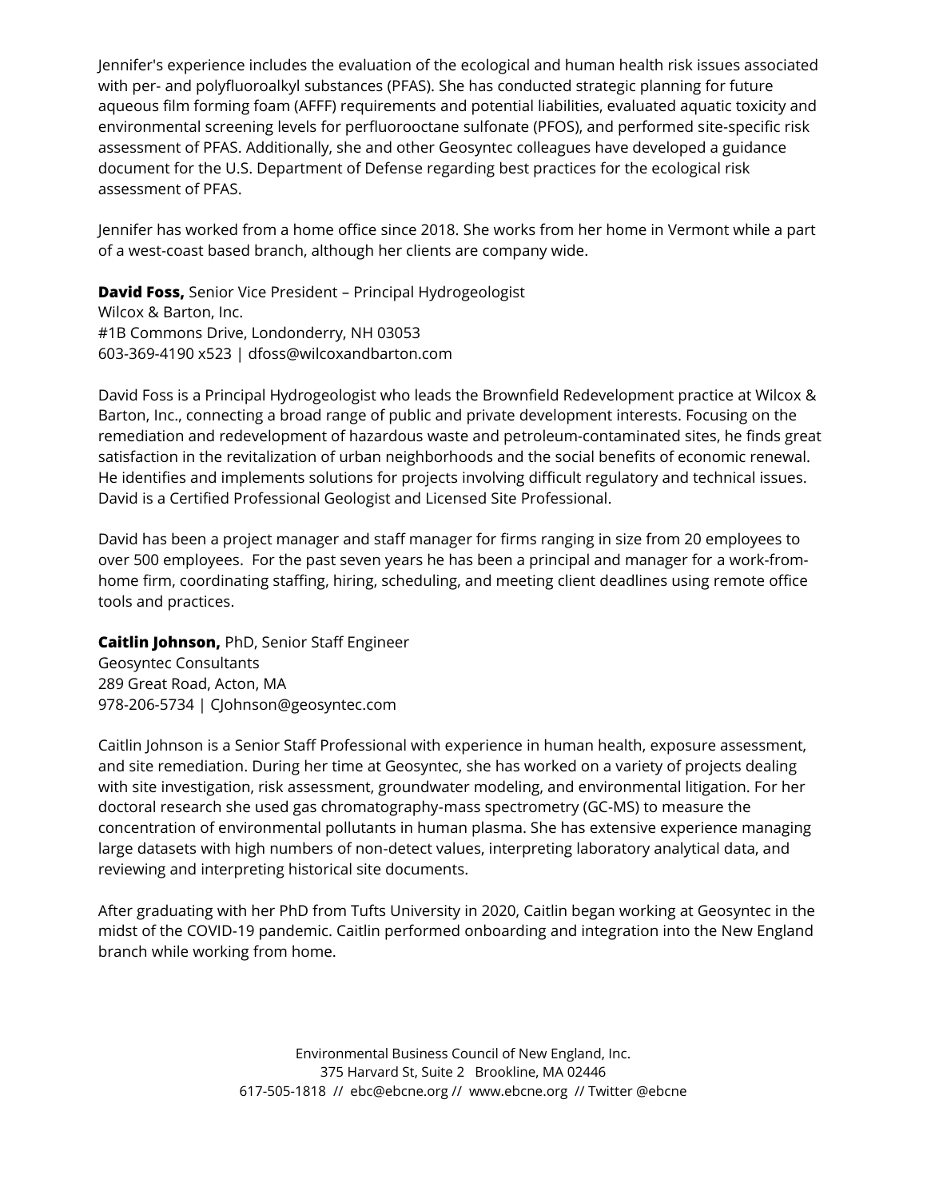Jennifer's experience includes the evaluation of the ecological and human health risk issues associated with per- and polyfluoroalkyl substances (PFAS). She has conducted strategic planning for future aqueous film forming foam (AFFF) requirements and potential liabilities, evaluated aquatic toxicity and environmental screening levels for perfluorooctane sulfonate (PFOS), and performed site-specific risk assessment of PFAS. Additionally, she and other Geosyntec colleagues have developed a guidance document for the U.S. Department of Defense regarding best practices for the ecological risk assessment of PFAS.

Jennifer has worked from a home office since 2018. She works from her home in Vermont while a part of a west-coast based branch, although her clients are company wide.

**David Foss,** Senior Vice President – Principal Hydrogeologist
Wilcox & Barton, Inc.
#1B Commons Drive, Londonderry, NH 03053
603-369-4190 x523 | dfoss@wilcoxandbarton.com

David Foss is a Principal Hydrogeologist who leads the Brownfield Redevelopment practice at Wilcox & Barton, Inc., connecting a broad range of public and private development interests. Focusing on the remediation and redevelopment of hazardous waste and petroleum-contaminated sites, he finds great satisfaction in the revitalization of urban neighborhoods and the social benefits of economic renewal. He identifies and implements solutions for projects involving difficult regulatory and technical issues. David is a Certified Professional Geologist and Licensed Site Professional.

David has been a project manager and staff manager for firms ranging in size from 20 employees to over 500 employees. For the past seven years he has been a principal and manager for a work-from-home firm, coordinating staffing, hiring, scheduling, and meeting client deadlines using remote office tools and practices.

**Caitlin Johnson,** PhD, Senior Staff Engineer
Geosyntec Consultants
289 Great Road, Acton, MA
978-206-5734 | CJohnson@geosyntec.com

Caitlin Johnson is a Senior Staff Professional with experience in human health, exposure assessment, and site remediation. During her time at Geosyntec, she has worked on a variety of projects dealing with site investigation, risk assessment, groundwater modeling, and environmental litigation. For her doctoral research she used gas chromatography-mass spectrometry (GC-MS) to measure the concentration of environmental pollutants in human plasma. She has extensive experience managing large datasets with high numbers of non-detect values, interpreting laboratory analytical data, and reviewing and interpreting historical site documents.

After graduating with her PhD from Tufts University in 2020, Caitlin began working at Geosyntec in the midst of the COVID-19 pandemic. Caitlin performed onboarding and integration into the New England branch while working from home.